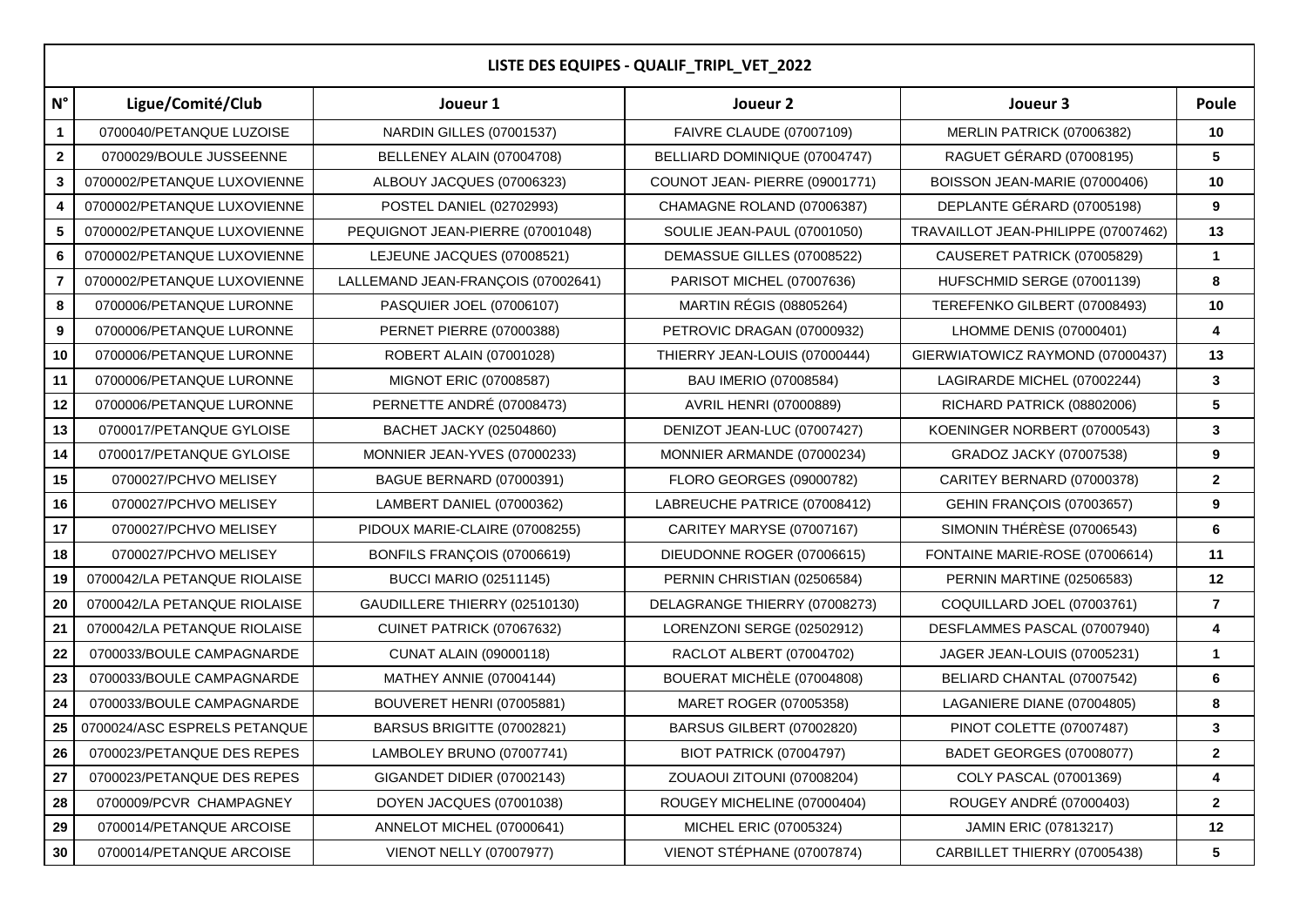## LISTE DES EQUIPES - QUALIF_TRIPL_VET_2022

| N° | Ligue/Comité/Club | Joueur 1 | Joueur 2 | Joueur 3 | Poule |
|---|---|---|---|---|---|
| 1 | 0700040/PETANQUE LUZOISE | NARDIN GILLES (07001537) | FAIVRE CLAUDE (07007109) | MERLIN PATRICK (07006382) | 10 |
| 2 | 0700029/BOULE JUSSEENNE | BELLENEY ALAIN (07004708) | BELLIARD DOMINIQUE (07004747) | RAGUET GÉRARD (07008195) | 5 |
| 3 | 0700002/PETANQUE LUXOVIENNE | ALBOUY JACQUES (07006323) | COUNOT JEAN- PIERRE (09001771) | BOISSON JEAN-MARIE (07000406) | 10 |
| 4 | 0700002/PETANQUE LUXOVIENNE | POSTEL DANIEL (02702993) | CHAMAGNE ROLAND (07006387) | DEPLANTE GÉRARD (07005198) | 9 |
| 5 | 0700002/PETANQUE LUXOVIENNE | PEQUIGNOT JEAN-PIERRE (07001048) | SOULIE JEAN-PAUL (07001050) | TRAVAILLOT JEAN-PHILIPPE (07007462) | 13 |
| 6 | 0700002/PETANQUE LUXOVIENNE | LEJEUNE JACQUES (07008521) | DEMASSUE GILLES (07008522) | CAUSERET PATRICK (07005829) | 1 |
| 7 | 0700002/PETANQUE LUXOVIENNE | LALLEMAND JEAN-FRANÇOIS (07002641) | PARISOT MICHEL (07007636) | HUFSCHMID SERGE (07001139) | 8 |
| 8 | 0700006/PETANQUE LURONNE | PASQUIER JOEL (07006107) | MARTIN RÉGIS (08805264) | TEREFENKO GILBERT (07008493) | 10 |
| 9 | 0700006/PETANQUE LURONNE | PERNET PIERRE (07000388) | PETROVIC DRAGAN (07000932) | LHOMME DENIS (07000401) | 4 |
| 10 | 0700006/PETANQUE LURONNE | ROBERT ALAIN (07001028) | THIERRY JEAN-LOUIS (07000444) | GIERWIATOWICZ RAYMOND (07000437) | 13 |
| 11 | 0700006/PETANQUE LURONNE | MIGNOT ERIC (07008587) | BAU IMERIO (07008584) | LAGIRARDE MICHEL (07002244) | 3 |
| 12 | 0700006/PETANQUE LURONNE | PERNETTE ANDRÉ (07008473) | AVRIL HENRI (07000889) | RICHARD PATRICK (08802006) | 5 |
| 13 | 0700017/PETANQUE GYLOISE | BACHET JACKY (02504860) | DENIZOT JEAN-LUC (07007427) | KOENINGER NORBERT (07000543) | 3 |
| 14 | 0700017/PETANQUE GYLOISE | MONNIER JEAN-YVES (07000233) | MONNIER ARMANDE (07000234) | GRADOZ JACKY (07007538) | 9 |
| 15 | 0700027/PCHVO MELISEY | BAGUE BERNARD (07000391) | FLORO GEORGES (09000782) | CARITEY BERNARD (07000378) | 2 |
| 16 | 0700027/PCHVO MELISEY | LAMBERT DANIEL (07000362) | LABREUCHE PATRICE (07008412) | GEHIN FRANÇOIS (07003657) | 9 |
| 17 | 0700027/PCHVO MELISEY | PIDOUX MARIE-CLAIRE (07008255) | CARITEY MARYSE (07007167) | SIMONIN THÉRÈSE (07006543) | 6 |
| 18 | 0700027/PCHVO MELISEY | BONFILS FRANÇOIS (07006619) | DIEUDONNE ROGER (07006615) | FONTAINE MARIE-ROSE (07006614) | 11 |
| 19 | 0700042/LA PETANQUE RIOLAISE | BUCCI MARIO (02511145) | PERNIN CHRISTIAN (02506584) | PERNIN MARTINE (02506583) | 12 |
| 20 | 0700042/LA PETANQUE RIOLAISE | GAUDILLERE THIERRY (02510130) | DELAGRANGE THIERRY (07008273) | COQUILLARD JOEL (07003761) | 7 |
| 21 | 0700042/LA PETANQUE RIOLAISE | CUINET PATRICK (07067632) | LORENZONI SERGE (02502912) | DESFLAMMES PASCAL (07007940) | 4 |
| 22 | 0700033/BOULE CAMPAGNARDE | CUNAT ALAIN (09000118) | RACLOT ALBERT (07004702) | JAGER JEAN-LOUIS (07005231) | 1 |
| 23 | 0700033/BOULE CAMPAGNARDE | MATHEY ANNIE (07004144) | BOUERAT MICHÈLE (07004808) | BELIARD CHANTAL (07007542) | 6 |
| 24 | 0700033/BOULE CAMPAGNARDE | BOUVERET HENRI (07005881) | MARET ROGER (07005358) | LAGANIERE DIANE (07004805) | 8 |
| 25 | 0700024/ASC ESPRELS PETANQUE | BARSUS BRIGITTE (07002821) | BARSUS GILBERT (07002820) | PINOT COLETTE (07007487) | 3 |
| 26 | 0700023/PETANQUE DES REPES | LAMBOLEY BRUNO (07007741) | BIOT PATRICK (07004797) | BADET GEORGES (07008077) | 2 |
| 27 | 0700023/PETANQUE DES REPES | GIGANDET DIDIER (07002143) | ZOUAOUI ZITOUNI (07008204) | COLY PASCAL (07001369) | 4 |
| 28 | 0700009/PCVR CHAMPAGNEY | DOYEN JACQUES (07001038) | ROUGEY MICHELINE (07000404) | ROUGEY ANDRÉ (07000403) | 2 |
| 29 | 0700014/PETANQUE ARCOISE | ANNELOT MICHEL (07000641) | MICHEL ERIC (07005324) | JAMIN ERIC (07813217) | 12 |
| 30 | 0700014/PETANQUE ARCOISE | VIENOT NELLY (07007977) | VIENOT STÉPHANE (07007874) | CARBILLET THIERRY (07005438) | 5 |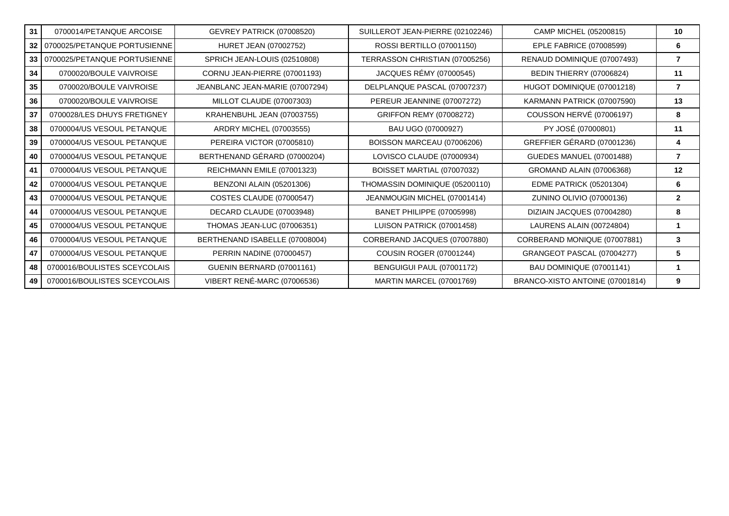| | | | | | |
|---|---|---|---|---|---|
| 31 | 0700014/PETANQUE ARCOISE | GEVREY PATRICK (07008520) | SUILLEROT JEAN-PIERRE (02102246) | CAMP MICHEL (05200815) | 10 |
| 32 | 0700025/PETANQUE PORTUSIENNE | HURET JEAN (07002752) | ROSSI BERTILLO (07001150) | EPLE FABRICE (07008599) | 6 |
| 33 | 0700025/PETANQUE PORTUSIENNE | SPRICH JEAN-LOUIS (02510808) | TERRASSON CHRISTIAN (07005256) | RENAUD DOMINIQUE (07007493) | 7 |
| 34 | 0700020/BOULE VAIVROISE | CORNU JEAN-PIERRE (07001193) | JACQUES RÉMY (07000545) | BEDIN THIERRY (07006824) | 11 |
| 35 | 0700020/BOULE VAIVROISE | JEANBLANC JEAN-MARIE (07007294) | DELPLANQUE PASCAL (07007237) | HUGOT DOMINIQUE (07001218) | 7 |
| 36 | 0700020/BOULE VAIVROISE | MILLOT CLAUDE (07007303) | PEREUR JEANNINE (07007272) | KARMANN PATRICK (07007590) | 13 |
| 37 | 0700028/LES DHUYS FRETIGNEY | KRAHENBUHL JEAN (07003755) | GRIFFON REMY (07008272) | COUSSON HERVÉ (07006197) | 8 |
| 38 | 0700004/US VESOUL PETANQUE | ARDRY MICHEL (07003555) | BAU UGO (07000927) | PY JOSÉ (07000801) | 11 |
| 39 | 0700004/US VESOUL PETANQUE | PEREIRA VICTOR (07005810) | BOISSON MARCEAU (07006206) | GREFFIER GÉRARD (07001236) | 4 |
| 40 | 0700004/US VESOUL PETANQUE | BERTHENAND GÉRARD (07000204) | LOVISCO CLAUDE (07000934) | GUEDES MANUEL (07001488) | 7 |
| 41 | 0700004/US VESOUL PETANQUE | REICHMANN EMILE (07001323) | BOISSET MARTIAL (07007032) | GROMAND ALAIN (07006368) | 12 |
| 42 | 0700004/US VESOUL PETANQUE | BENZONI ALAIN (05201306) | THOMASSIN DOMINIQUE (05200110) | EDME PATRICK (05201304) | 6 |
| 43 | 0700004/US VESOUL PETANQUE | COSTES CLAUDE (07000547) | JEANMOUGIN MICHEL (07001414) | ZUNINO OLIVIO (07000136) | 2 |
| 44 | 0700004/US VESOUL PETANQUE | DECARD CLAUDE (07003948) | BANET PHILIPPE (07005998) | DIZIAIN JACQUES (07004280) | 8 |
| 45 | 0700004/US VESOUL PETANQUE | THOMAS JEAN-LUC (07006351) | LUISON PATRICK (07001458) | LAURENS ALAIN (00724804) | 1 |
| 46 | 0700004/US VESOUL PETANQUE | BERTHENAND ISABELLE (07008004) | CORBERAND JACQUES (07007880) | CORBERAND MONIQUE (07007881) | 3 |
| 47 | 0700004/US VESOUL PETANQUE | PERRIN NADINE (07000457) | COUSIN ROGER (07001244) | GRANGEOT PASCAL (07004277) | 5 |
| 48 | 0700016/BOULISTES SCEYCOLAIS | GUENIN BERNARD (07001161) | BENGUIGUI PAUL (07001172) | BAU DOMINIQUE (07001141) | 1 |
| 49 | 0700016/BOULISTES SCEYCOLAIS | VIBERT RENÉ-MARC (07006536) | MARTIN MARCEL (07001769) | BRANCO-XISTO ANTOINE (07001814) | 9 |